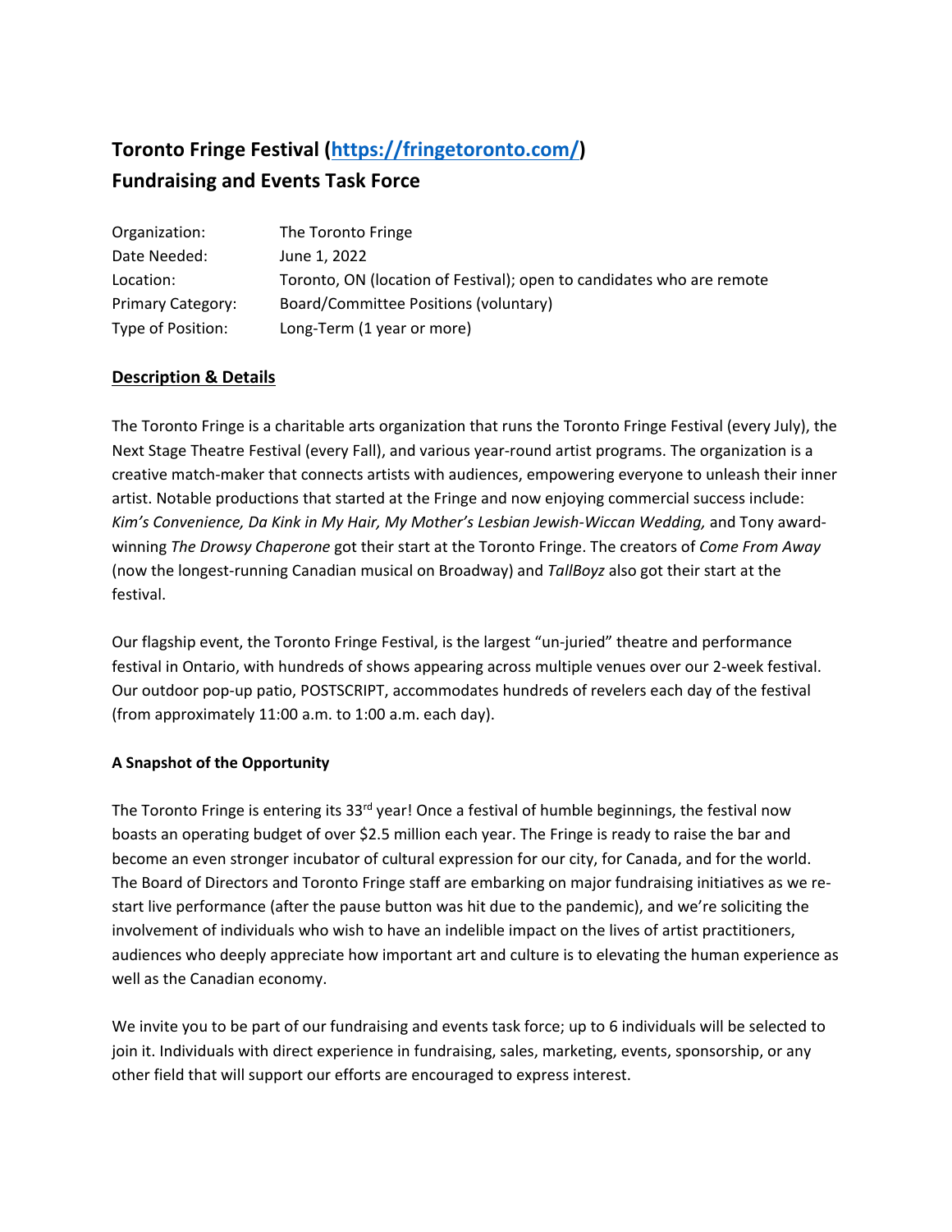# Toronto Fringe Festival (https://fringetoronto.com/)
## Fundraising and Events Task Force

| | |
|---|---|
| Organization: | The Toronto Fringe |
| Date Needed: | June 1, 2022 |
| Location: | Toronto, ON (location of Festival); open to candidates who are remote |
| Primary Category: | Board/Committee Positions (voluntary) |
| Type of Position: | Long-Term (1 year or more) |

### Description & Details

The Toronto Fringe is a charitable arts organization that runs the Toronto Fringe Festival (every July), the Next Stage Theatre Festival (every Fall), and various year-round artist programs. The organization is a creative match-maker that connects artists with audiences, empowering everyone to unleash their inner artist. Notable productions that started at the Fringe and now enjoying commercial success include: *Kim's Convenience, Da Kink in My Hair, My Mother's Lesbian Jewish-Wiccan Wedding,* and Tony award-winning *The Drowsy Chaperone* got their start at the Toronto Fringe. The creators of *Come From Away* (now the longest-running Canadian musical on Broadway) and *TallBoyz* also got their start at the festival.

Our flagship event, the Toronto Fringe Festival, is the largest "un-juried" theatre and performance festival in Ontario, with hundreds of shows appearing across multiple venues over our 2-week festival. Our outdoor pop-up patio, POSTSCRIPT, accommodates hundreds of revelers each day of the festival (from approximately 11:00 a.m. to 1:00 a.m. each day).

**A Snapshot of the Opportunity**

The Toronto Fringe is entering its 33rd year! Once a festival of humble beginnings, the festival now boasts an operating budget of over $2.5 million each year. The Fringe is ready to raise the bar and become an even stronger incubator of cultural expression for our city, for Canada, and for the world. The Board of Directors and Toronto Fringe staff are embarking on major fundraising initiatives as we re-start live performance (after the pause button was hit due to the pandemic), and we're soliciting the involvement of individuals who wish to have an indelible impact on the lives of artist practitioners, audiences who deeply appreciate how important art and culture is to elevating the human experience as well as the Canadian economy.

We invite you to be part of our fundraising and events task force; up to 6 individuals will be selected to join it. Individuals with direct experience in fundraising, sales, marketing, events, sponsorship, or any other field that will support our efforts are encouraged to express interest.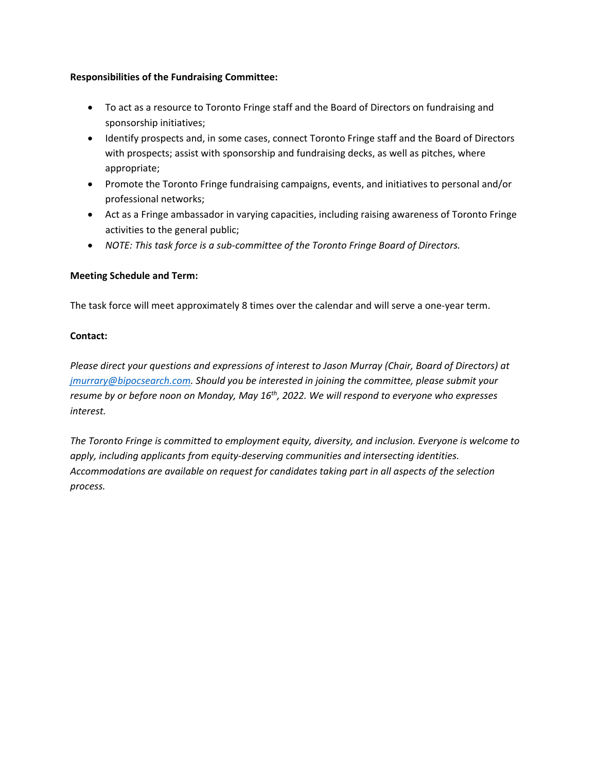**Responsibilities of the Fundraising Committee:**

- To act as a resource to Toronto Fringe staff and the Board of Directors on fundraising and sponsorship initiatives;
- Identify prospects and, in some cases, connect Toronto Fringe staff and the Board of Directors with prospects; assist with sponsorship and fundraising decks, as well as pitches, where appropriate;
- Promote the Toronto Fringe fundraising campaigns, events, and initiatives to personal and/or professional networks;
- Act as a Fringe ambassador in varying capacities, including raising awareness of Toronto Fringe activities to the general public;
- *NOTE: This task force is a sub-committee of the Toronto Fringe Board of Directors.*

**Meeting Schedule and Term:**

The task force will meet approximately 8 times over the calendar and will serve a one-year term.

**Contact:**

*Please direct your questions and expressions of interest to Jason Murray (Chair, Board of Directors) at [jmurrary@bipocsearch.com](mailto:jmurrary@bipocsearch.com). Should you be interested in joining the committee, please submit your resume by or before noon on Monday, May 16th, 2022. We will respond to everyone who expresses interest.*

*The Toronto Fringe is committed to employment equity, diversity, and inclusion. Everyone is welcome to apply, including applicants from equity-deserving communities and intersecting identities. Accommodations are available on request for candidates taking part in all aspects of the selection process.*